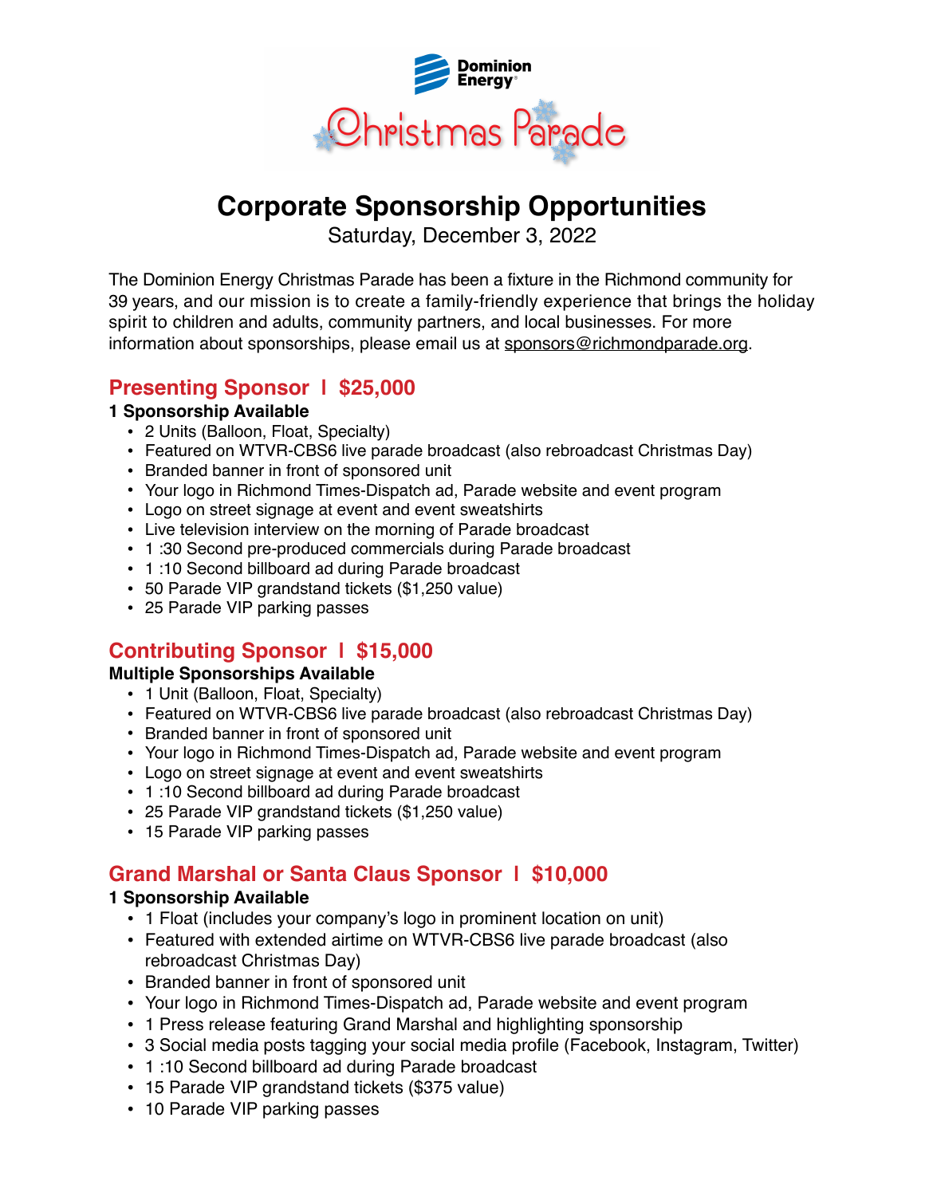Dominion Energy

# Christmas Parade

## Corporate Sponsorship Opportunities

Saturday, December 3, 2022

The Dominion Energy Christmas Parade has been a fixture in the Richmond community for 39 years, and our mission is to create a family-friendly experience that brings the holiday spirit to children and adults, community partners, and local businesses. For more information about sponsorships, please email us at sponsors@richmondparade.org.

### Presenting Sponsor | $25,000

**1 Sponsorship Available**

- 2 Units (Balloon, Float, Specialty)
- Featured on WTVR-CBS6 live parade broadcast (also rebroadcast Christmas Day)
- Branded banner in front of sponsored unit
- Your logo in Richmond Times-Dispatch ad, Parade website and event program
- Logo on street signage at event and event sweatshirts
- Live television interview on the morning of Parade broadcast
- 1 :30 Second pre-produced commercials during Parade broadcast
- 1 :10 Second billboard ad during Parade broadcast
- 50 Parade VIP grandstand tickets ($1,250 value)
- 25 Parade VIP parking passes

### Contributing Sponsor | $15,000

**Multiple Sponsorships Available**

- 1 Unit (Balloon, Float, Specialty)
- Featured on WTVR-CBS6 live parade broadcast (also rebroadcast Christmas Day)
- Branded banner in front of sponsored unit
- Your logo in Richmond Times-Dispatch ad, Parade website and event program
- Logo on street signage at event and event sweatshirts
- 1 :10 Second billboard ad during Parade broadcast
- 25 Parade VIP grandstand tickets ($1,250 value)
- 15 Parade VIP parking passes

### Grand Marshal or Santa Claus Sponsor | $10,000

**1 Sponsorship Available**

- 1 Float (includes your company's logo in prominent location on unit)
- Featured with extended airtime on WTVR-CBS6 live parade broadcast (also rebroadcast Christmas Day)
- Branded banner in front of sponsored unit
- Your logo in Richmond Times-Dispatch ad, Parade website and event program
- 1 Press release featuring Grand Marshal and highlighting sponsorship
- 3 Social media posts tagging your social media profile (Facebook, Instagram, Twitter)
- 1 :10 Second billboard ad during Parade broadcast
- 15 Parade VIP grandstand tickets ($375 value)
- 10 Parade VIP parking passes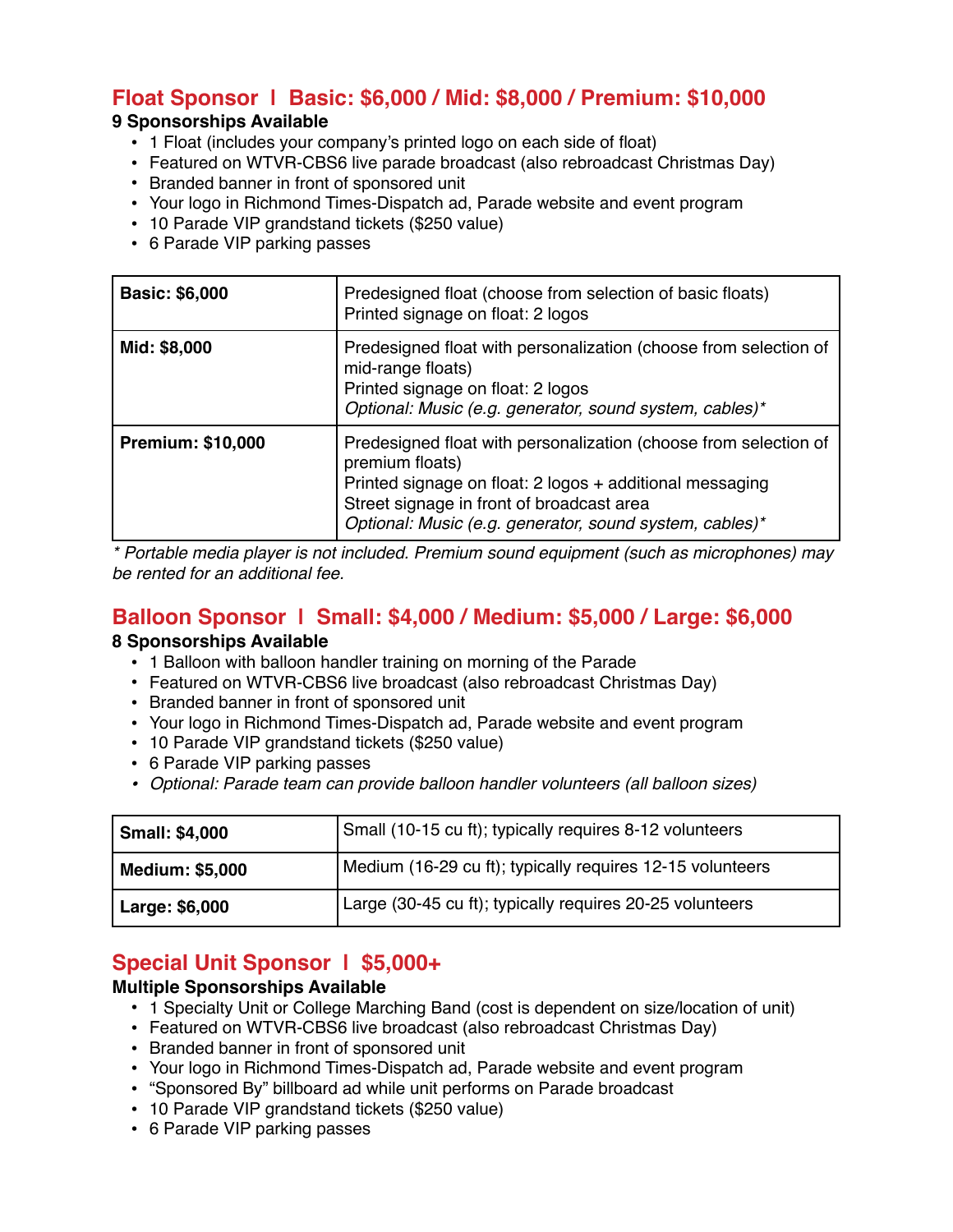## Float Sponsor | Basic: $6,000 / Mid: $8,000 / Premium: $10,000

**9 Sponsorships Available**

- 1 Float (includes your company's printed logo on each side of float)
- Featured on WTVR-CBS6 live parade broadcast (also rebroadcast Christmas Day)
- Branded banner in front of sponsored unit
- Your logo in Richmond Times-Dispatch ad, Parade website and event program
- 10 Parade VIP grandstand tickets ($250 value)
- 6 Parade VIP parking passes

| | |
|---|---|
| **Basic: $6,000** | Predesigned float (choose from selection of basic floats)<br>Printed signage on float: 2 logos |
| **Mid: $8,000** | Predesigned float with personalization (choose from selection of mid-range floats)<br>Printed signage on float: 2 logos<br>*Optional: Music (e.g. generator, sound system, cables)** |
| **Premium: $10,000** | Predesigned float with personalization (choose from selection of premium floats)<br>Printed signage on float: 2 logos + additional messaging<br>Street signage in front of broadcast area<br>*Optional: Music (e.g. generator, sound system, cables)** |

*\* Portable media player is not included. Premium sound equipment (such as microphones) may be rented for an additional fee.*

## Balloon Sponsor | Small: $4,000 / Medium: $5,000 / Large: $6,000

**8 Sponsorships Available**

- 1 Balloon with balloon handler training on morning of the Parade
- Featured on WTVR-CBS6 live broadcast (also rebroadcast Christmas Day)
- Branded banner in front of sponsored unit
- Your logo in Richmond Times-Dispatch ad, Parade website and event program
- 10 Parade VIP grandstand tickets ($250 value)
- 6 Parade VIP parking passes
- *Optional: Parade team can provide balloon handler volunteers (all balloon sizes)*

| | |
|---|---|
| **Small: $4,000** | Small (10-15 cu ft); typically requires 8-12 volunteers |
| **Medium: $5,000** | Medium (16-29 cu ft); typically requires 12-15 volunteers |
| **Large: $6,000** | Large (30-45 cu ft); typically requires 20-25 volunteers |

## Special Unit Sponsor | $5,000+

**Multiple Sponsorships Available**

- 1 Specialty Unit or College Marching Band (cost is dependent on size/location of unit)
- Featured on WTVR-CBS6 live broadcast (also rebroadcast Christmas Day)
- Branded banner in front of sponsored unit
- Your logo in Richmond Times-Dispatch ad, Parade website and event program
- "Sponsored By" billboard ad while unit performs on Parade broadcast
- 10 Parade VIP grandstand tickets ($250 value)
- 6 Parade VIP parking passes